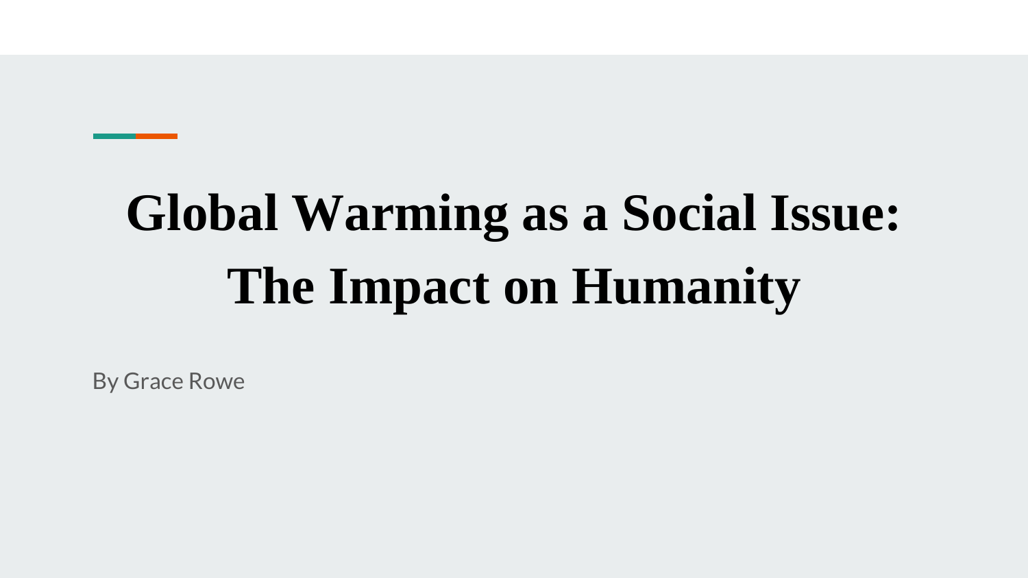# Global Warming as a Social Issue: The Impact on Humanity

By Grace Rowe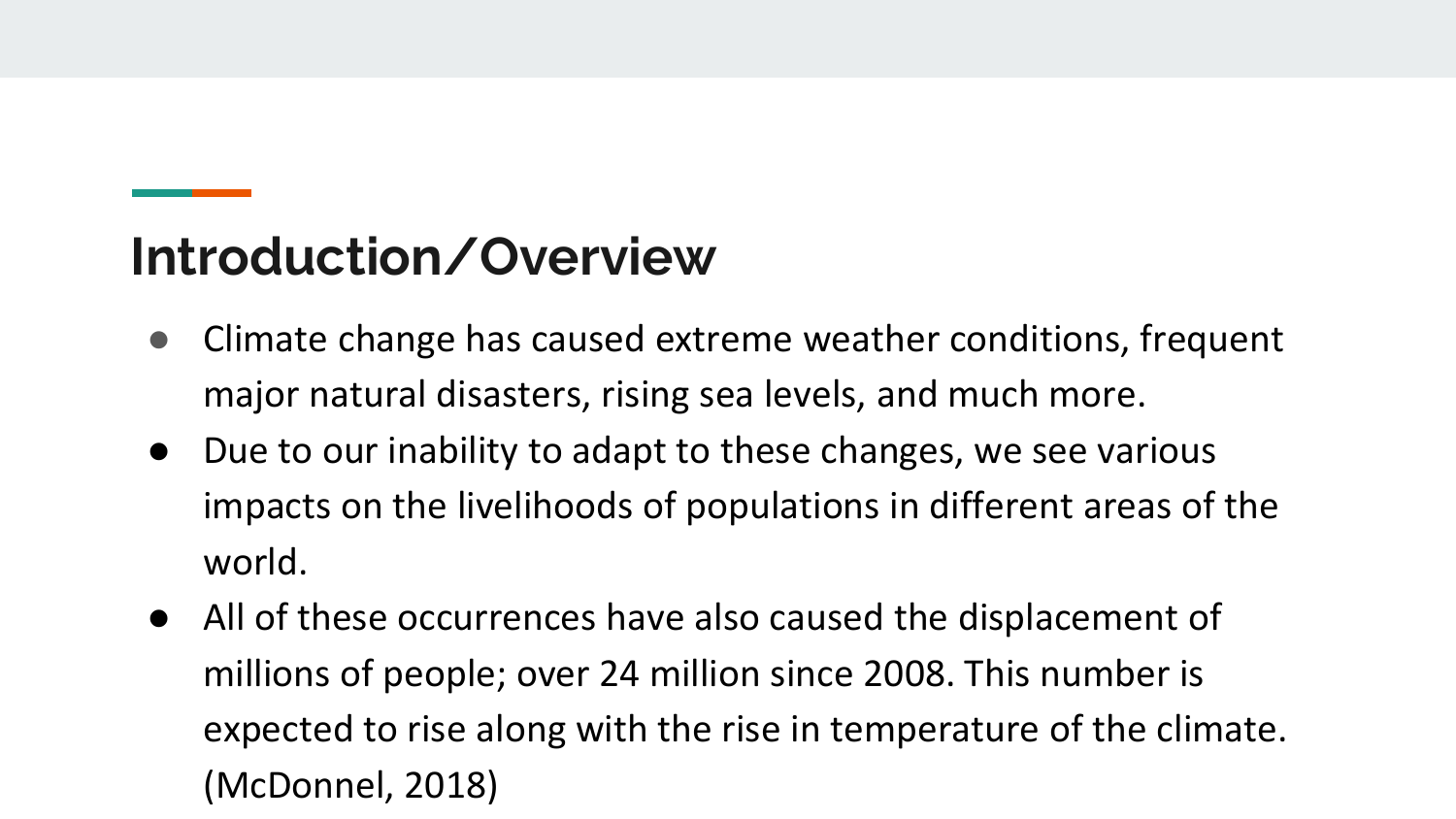## Introduction/Overview

- Climate change has caused extreme weather conditions, frequent major natural disasters, rising sea levels, and much more.
- Due to our inability to adapt to these changes, we see various impacts on the livelihoods of populations in different areas of the world.
- All of these occurrences have also caused the displacement of millions of people; over 24 million since 2008. This number is expected to rise along with the rise in temperature of the climate. (McDonnel, 2018)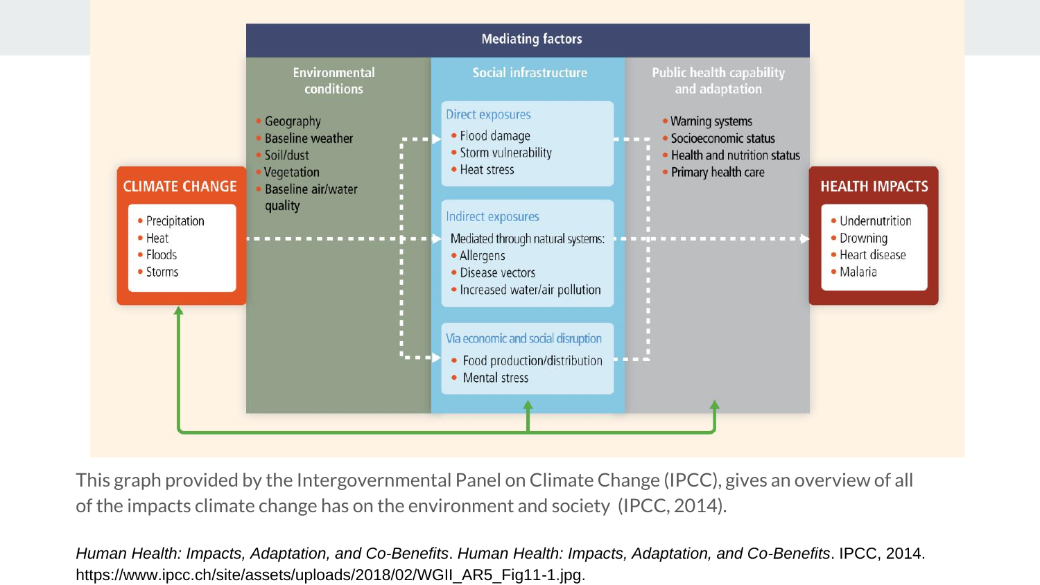Mediating factors

**Environmental conditions**

- Geography
- Baseline weather
- Soil/dust
- Vegetation
- Baseline air/water quality

**Social infrastructure**

Direct exposures

- Flood damage
- Storm vulnerability
- Heat stress

Indirect exposures

Mediated through natural systems:

- Allergens
- Disease vectors
- Increased water/air pollution

Via economic and social disruption

- Food production/distribution
- Mental stress

**Public health capability and adaptation**

- Warning systems
- Socioeconomic status
- Health and nutrition status
- Primary health care

**CLIMATE CHANGE**

- Precipitation
- Heat
- Floods
- Storms

**HEALTH IMPACTS**

- Undernutrition
- Drowning
- Heart disease
- Malaria

This graph provided by the Intergovernmental Panel on Climate Change (IPCC), gives an overview of all of the impacts climate change has on the environment and society (IPCC, 2014).

*Human Health: Impacts, Adaptation, and Co-Benefits*. *Human Health: Impacts, Adaptation, and Co-Benefits*. IPCC, 2014. https://www.ipcc.ch/site/assets/uploads/2018/02/WGII_AR5_Fig11-1.jpg.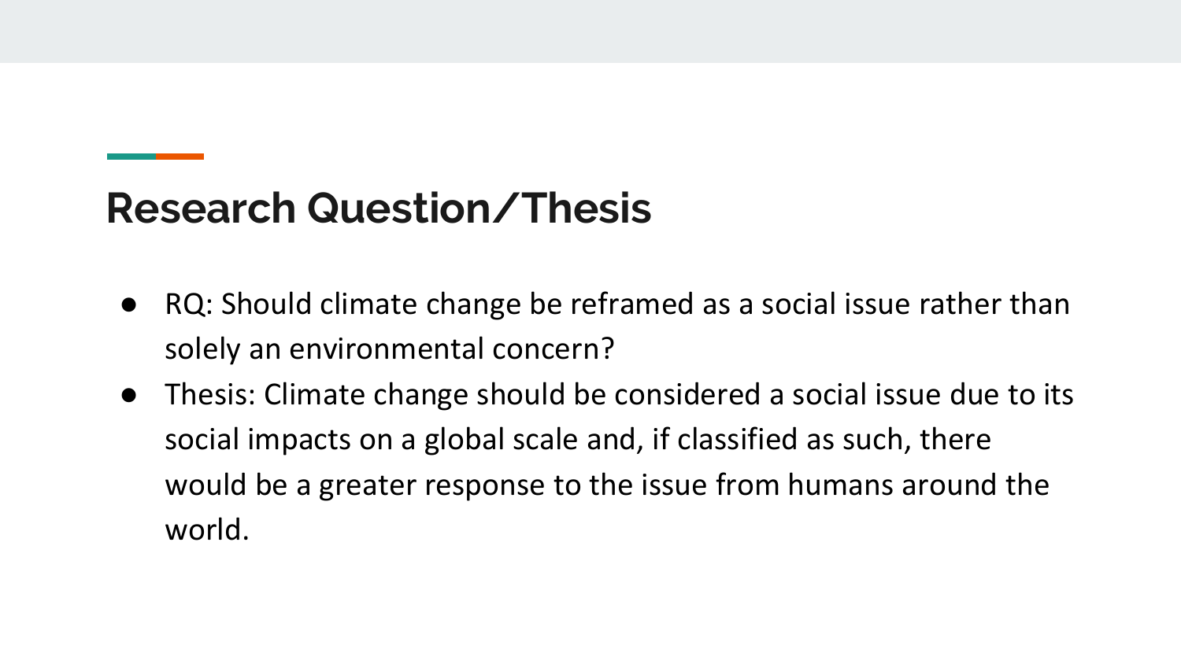## Research Question/Thesis

- RQ: Should climate change be reframed as a social issue rather than solely an environmental concern?
- Thesis: Climate change should be considered a social issue due to its social impacts on a global scale and, if classified as such, there would be a greater response to the issue from humans around the world.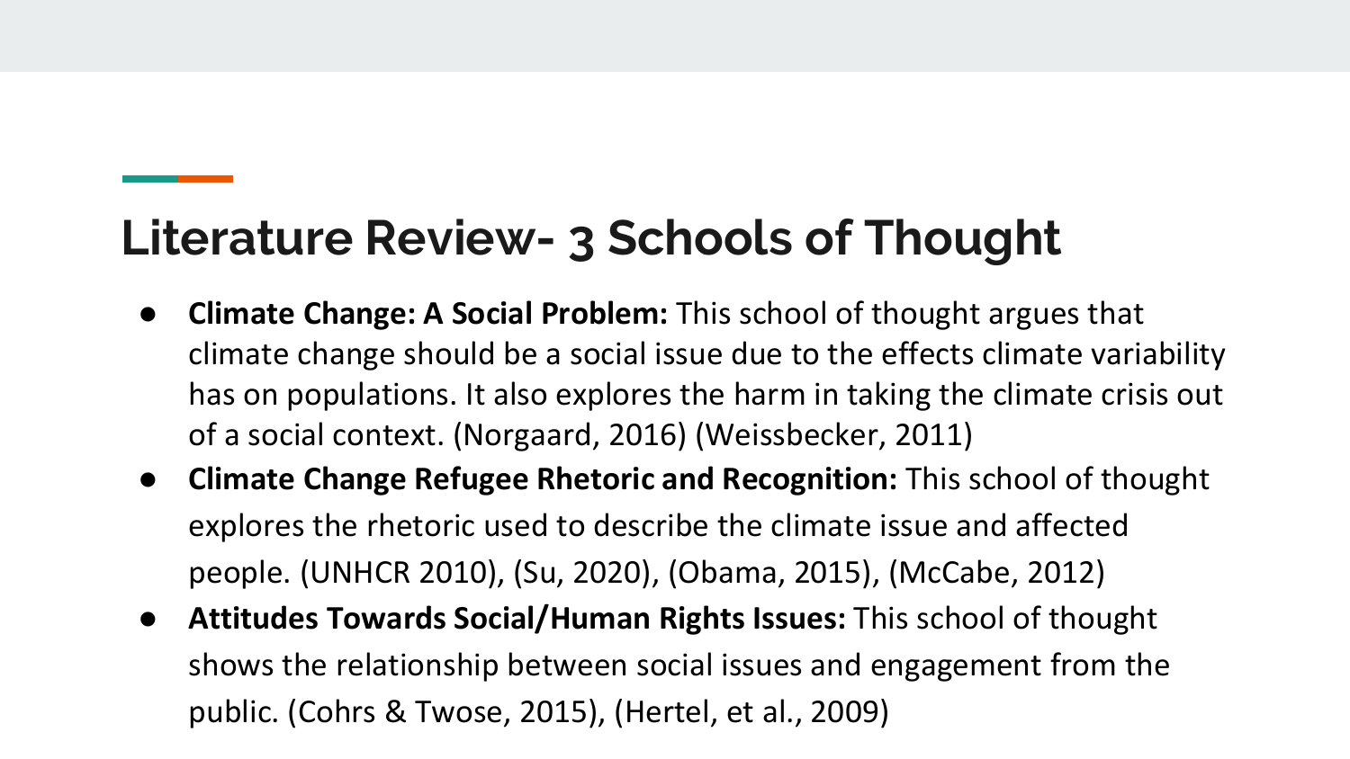# Literature Review- 3 Schools of Thought

- **Climate Change: A Social Problem:** This school of thought argues that climate change should be a social issue due to the effects climate variability has on populations. It also explores the harm in taking the climate crisis out of a social context. (Norgaard, 2016) (Weissbecker, 2011)
- **Climate Change Refugee Rhetoric and Recognition:** This school of thought explores the rhetoric used to describe the climate issue and affected people. (UNHCR 2010), (Su, 2020), (Obama, 2015), (McCabe, 2012)
- **Attitudes Towards Social/Human Rights Issues:** This school of thought shows the relationship between social issues and engagement from the public. (Cohrs & Twose, 2015), (Hertel, et al., 2009)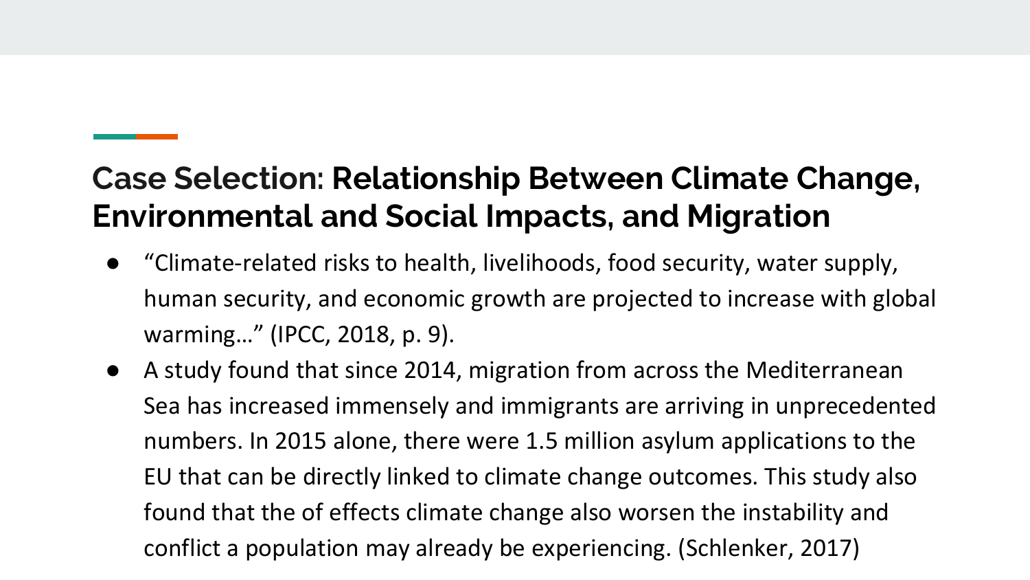## Case Selection: **Relationship Between Climate Change, Environmental and Social Impacts, and Migration**

- "Climate-related risks to health, livelihoods, food security, water supply, human security, and economic growth are projected to increase with global warming…" (IPCC, 2018, p. 9).
- A study found that since 2014, migration from across the Mediterranean Sea has increased immensely and immigrants are arriving in unprecedented numbers. In 2015 alone, there were 1.5 million asylum applications to the EU that can be directly linked to climate change outcomes. This study also found that the of effects climate change also worsen the instability and conflict a population may already be experiencing. (Schlenker, 2017)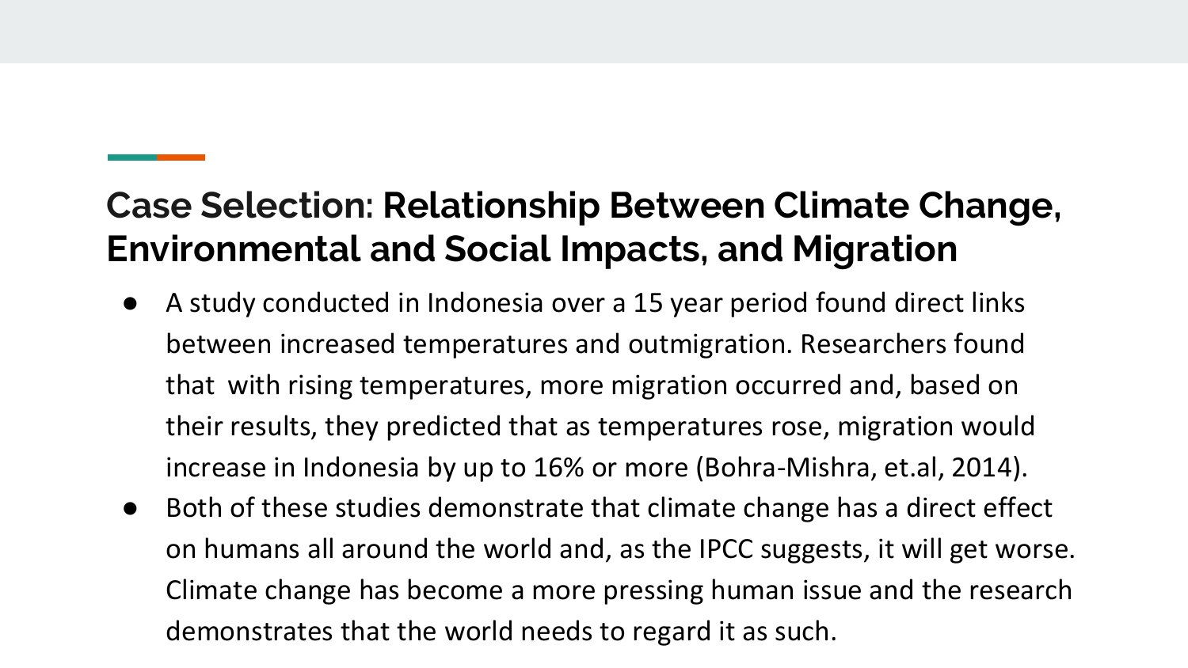## Case Selection: Relationship Between Climate Change, Environmental and Social Impacts, and Migration

- A study conducted in Indonesia over a 15 year period found direct links between increased temperatures and outmigration. Researchers found that with rising temperatures, more migration occurred and, based on their results, they predicted that as temperatures rose, migration would increase in Indonesia by up to 16% or more (Bohra-Mishra, et.al, 2014).
- Both of these studies demonstrate that climate change has a direct effect on humans all around the world and, as the IPCC suggests, it will get worse. Climate change has become a more pressing human issue and the research demonstrates that the world needs to regard it as such.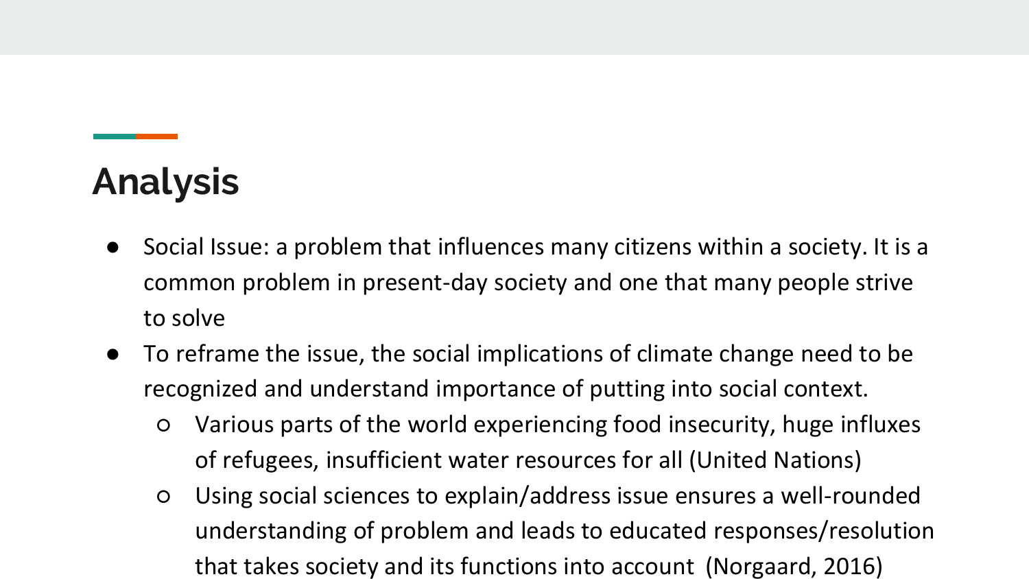## Analysis

- Social Issue: a problem that influences many citizens within a society. It is a common problem in present-day society and one that many people strive to solve
- To reframe the issue, the social implications of climate change need to be recognized and understand importance of putting into social context.
  - Various parts of the world experiencing food insecurity, huge influxes of refugees, insufficient water resources for all (United Nations)
  - Using social sciences to explain/address issue ensures a well-rounded understanding of problem and leads to educated responses/resolution that takes society and its functions into account (Norgaard, 2016)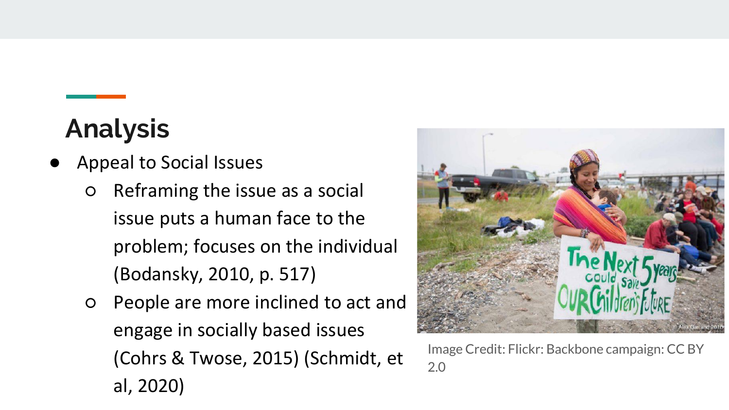## Analysis

- Appeal to Social Issues
  - Reframing the issue as a social issue puts a human face to the problem; focuses on the individual (Bodansky, 2010, p. 517)
  - People are more inclined to act and engage in socially based issues (Cohrs & Twose, 2015) (Schmidt, et al, 2020)

Image Credit: Flickr: Backbone campaign: CC BY 2.0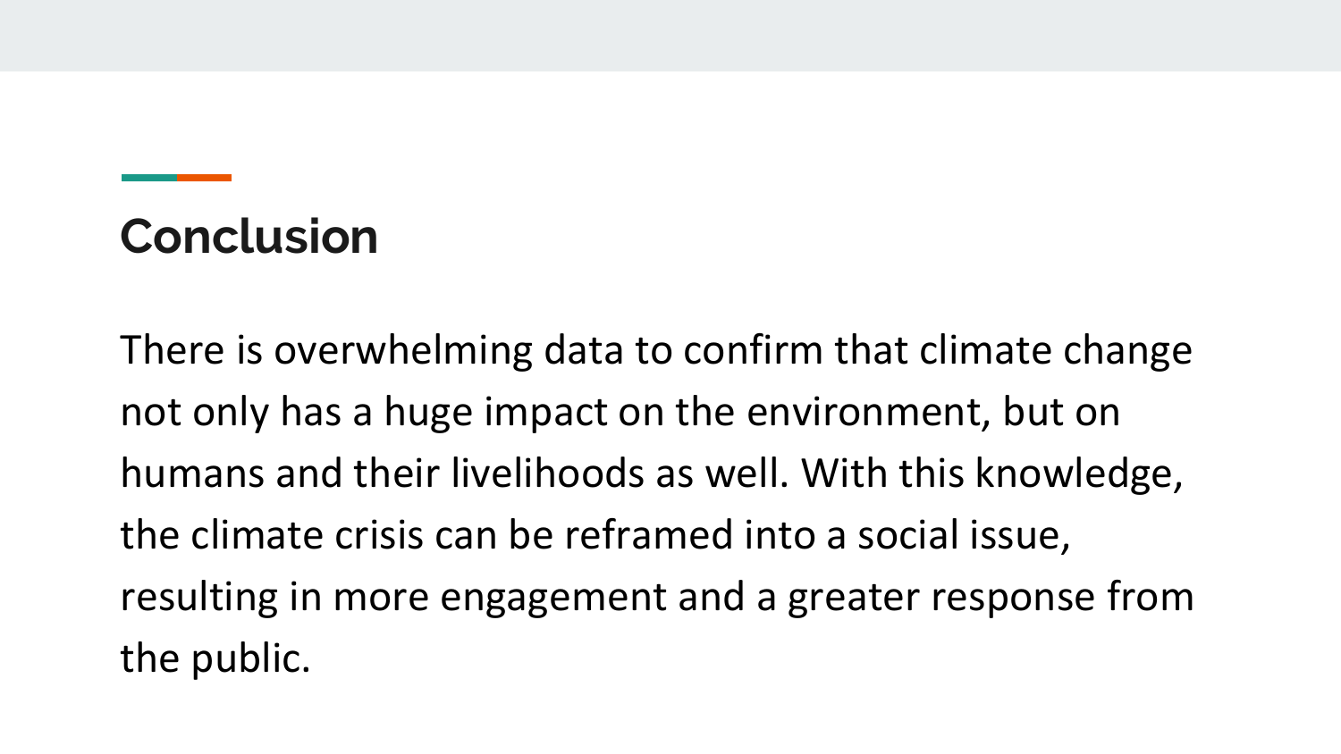## Conclusion

There is overwhelming data to confirm that climate change not only has a huge impact on the environment, but on humans and their livelihoods as well. With this knowledge, the climate crisis can be reframed into a social issue, resulting in more engagement and a greater response from the public.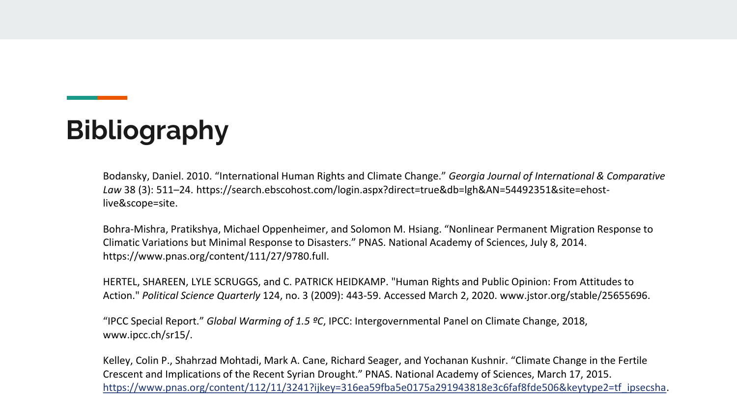# Bibliography

Bodansky, Daniel. 2010. “International Human Rights and Climate Change.” *Georgia Journal of International & Comparative Law* 38 (3): 511–24. https://search.ebscohost.com/login.aspx?direct=true&db=lgh&AN=54492351&site=ehost-live&scope=site.

Bohra-Mishra, Pratikshya, Michael Oppenheimer, and Solomon M. Hsiang. “Nonlinear Permanent Migration Response to Climatic Variations but Minimal Response to Disasters.” PNAS. National Academy of Sciences, July 8, 2014. https://www.pnas.org/content/111/27/9780.full.

HERTEL, SHAREEN, LYLE SCRUGGS, and C. PATRICK HEIDKAMP. "Human Rights and Public Opinion: From Attitudes to Action." *Political Science Quarterly* 124, no. 3 (2009): 443-59. Accessed March 2, 2020. www.jstor.org/stable/25655696.

“IPCC Special Report.” *Global Warming of 1.5 ºC*, IPCC: Intergovernmental Panel on Climate Change, 2018, www.ipcc.ch/sr15/.

Kelley, Colin P., Shahrzad Mohtadi, Mark A. Cane, Richard Seager, and Yochanan Kushnir. “Climate Change in the Fertile Crescent and Implications of the Recent Syrian Drought.” PNAS. National Academy of Sciences, March 17, 2015. https://www.pnas.org/content/112/11/3241?ijkey=316ea59fba5e0175a291943818e3c6faf8fde506&keytype2=tf_ipsecsha.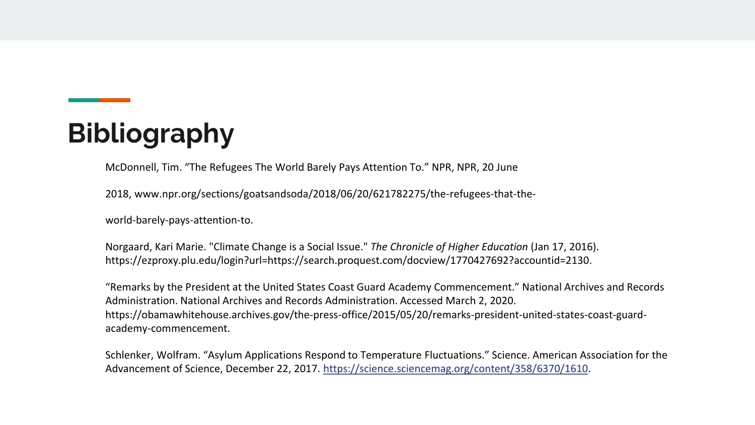# Bibliography

McDonnell, Tim. “The Refugees The World Barely Pays Attention To.” NPR, NPR, 20 June

2018, www.npr.org/sections/goatsandsoda/2018/06/20/621782275/the-refugees-that-the-

world-barely-pays-attention-to.

Norgaard, Kari Marie. "Climate Change is a Social Issue." *The Chronicle of Higher Education* (Jan 17, 2016). https://ezproxy.plu.edu/login?url=https://search.proquest.com/docview/1770427692?accountid=2130.

“Remarks by the President at the United States Coast Guard Academy Commencement.” National Archives and Records Administration. National Archives and Records Administration. Accessed March 2, 2020. https://obamawhitehouse.archives.gov/the-press-office/2015/05/20/remarks-president-united-states-coast-guard-academy-commencement.

Schlenker, Wolfram. “Asylum Applications Respond to Temperature Fluctuations.” Science. American Association for the Advancement of Science, December 22, 2017. [https://science.sciencemag.org/content/358/6370/1610](https://science.sciencemag.org/content/358/6370/1610).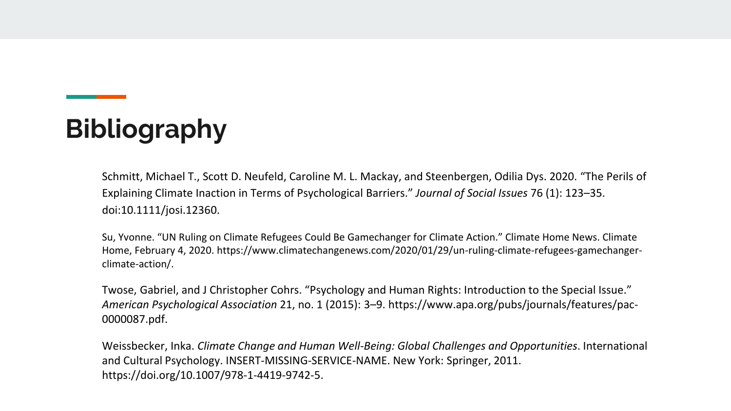# Bibliography

Schmitt, Michael T., Scott D. Neufeld, Caroline M. L. Mackay, and Steenbergen, Odilia Dys. 2020. "The Perils of Explaining Climate Inaction in Terms of Psychological Barriers." *Journal of Social Issues* 76 (1): 123–35. doi:10.1111/josi.12360.

Su, Yvonne. "UN Ruling on Climate Refugees Could Be Gamechanger for Climate Action." Climate Home News. Climate Home, February 4, 2020. https://www.climatechangenews.com/2020/01/29/un-ruling-climate-refugees-gamechanger-climate-action/.

Twose, Gabriel, and J Christopher Cohrs. "Psychology and Human Rights: Introduction to the Special Issue." *American Psychological Association* 21, no. 1 (2015): 3–9. https://www.apa.org/pubs/journals/features/pac-0000087.pdf.

Weissbecker, Inka. *Climate Change and Human Well-Being: Global Challenges and Opportunities*. International and Cultural Psychology. INSERT-MISSING-SERVICE-NAME. New York: Springer, 2011. https://doi.org/10.1007/978-1-4419-9742-5.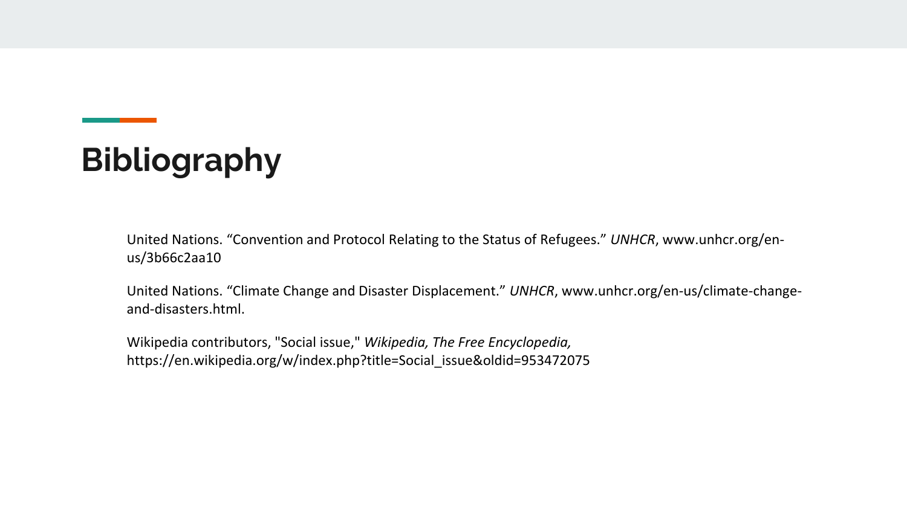# Bibliography

United Nations. “Convention and Protocol Relating to the Status of Refugees.” *UNHCR*, www.unhcr.org/en-us/3b66c2aa10

United Nations. “Climate Change and Disaster Displacement.” *UNHCR*, www.unhcr.org/en-us/climate-change-and-disasters.html.

Wikipedia contributors, "Social issue," *Wikipedia, The Free Encyclopedia,* https://en.wikipedia.org/w/index.php?title=Social_issue&oldid=953472075